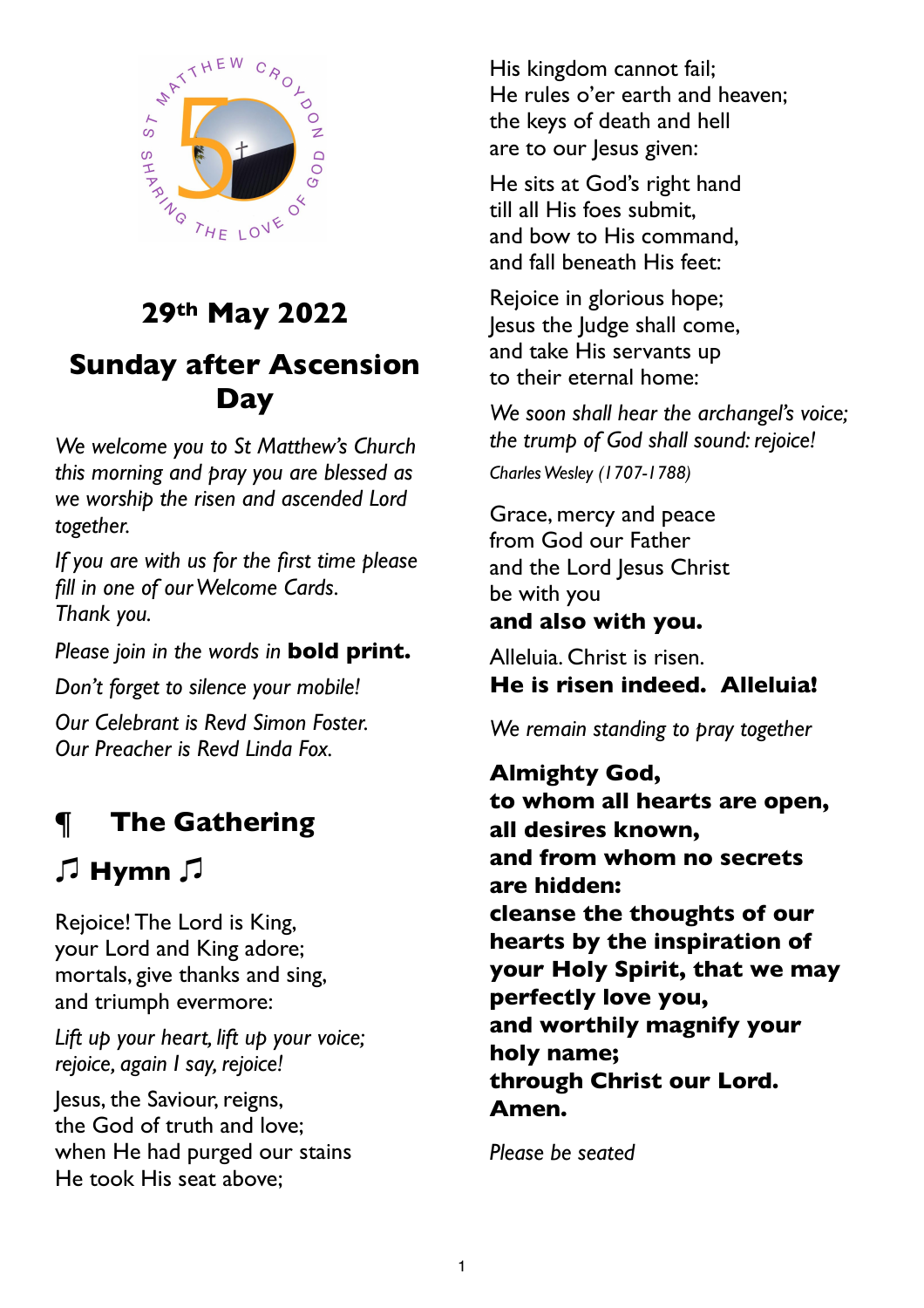# 29th May 2022

# Sunday after Ascension Day

*We welcome you to St Matthew's Church this morning and pray you are blessed as we worship the risen and ascended Lord together.*

*If you are with us for the first time please fill in one of our Welcome Cards.*
*Thank you.*

*Please join in the words in* **bold print.**

*Don't forget to silence your mobile!*

*Our Celebrant is Revd Simon Foster.*
*Our Preacher is Revd Linda Fox.*

## ¶ The Gathering

### ♫ Hymn ♫

Rejoice! The Lord is King,
your Lord and King adore;
mortals, give thanks and sing,
and triumph evermore:

*Lift up your heart, lift up your voice;*
*rejoice, again I say, rejoice!*

Jesus, the Saviour, reigns,
the God of truth and love;
when He had purged our stains
He took His seat above;

His kingdom cannot fail;
He rules o'er earth and heaven;
the keys of death and hell
are to our Jesus given:

He sits at God's right hand
till all His foes submit,
and bow to His command,
and fall beneath His feet:

Rejoice in glorious hope;
Jesus the Judge shall come,
and take His servants up
to their eternal home:

*We soon shall hear the archangel's voice;*
*the trump of God shall sound: rejoice!*

*Charles Wesley (1707-1788)*

Grace, mercy and peace
from God our Father
and the Lord Jesus Christ
be with you
**and also with you.**

Alleluia. Christ is risen.
**He is risen indeed. Alleluia!**

*We remain standing to pray together*

**Almighty God,**
**to whom all hearts are open,**
**all desires known,**
**and from whom no secrets are hidden:**
**cleanse the thoughts of our hearts by the inspiration of your Holy Spirit, that we may perfectly love you,**
**and worthily magnify your holy name;**
**through Christ our Lord.**
**Amen.**

*Please be seated*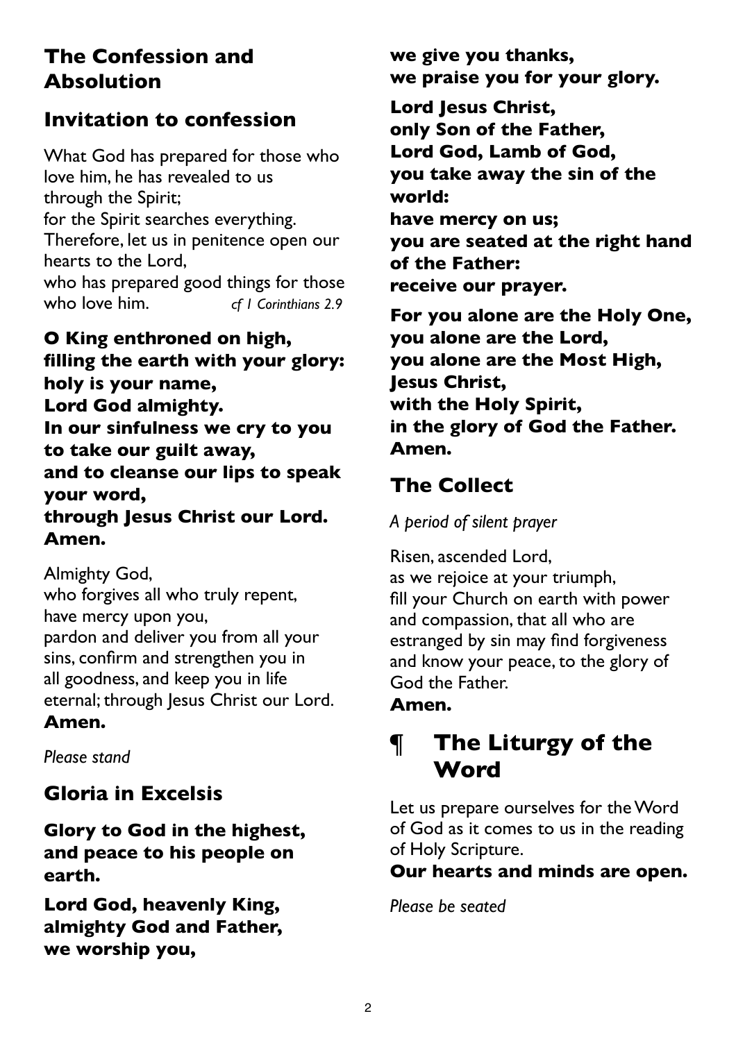## The Confession and Absolution

### Invitation to confession

What God has prepared for those who love him, he has revealed to us through the Spirit;
for the Spirit searches everything.
Therefore, let us in penitence open our hearts to the Lord,
who has prepared good things for those who love him. *cf 1 Corinthians 2.9*

**O King enthroned on high,**
**filling the earth with your glory:**
**holy is your name,**
**Lord God almighty.**
**In our sinfulness we cry to you**
**to take our guilt away,**
**and to cleanse our lips to speak your word,**
**through Jesus Christ our Lord.**
**Amen.**

Almighty God,
who forgives all who truly repent,
have mercy upon you,
pardon and deliver you from all your sins, confirm and strengthen you in all goodness, and keep you in life eternal; through Jesus Christ our Lord.
**Amen.**

*Please stand*

### Gloria in Excelsis

**Glory to God in the highest,**
**and peace to his people on earth.**

**Lord God, heavenly King,**
**almighty God and Father,**
**we worship you,**
**we give you thanks,**
**we praise you for your glory.**

**Lord Jesus Christ,**
**only Son of the Father,**
**Lord God, Lamb of God,**
**you take away the sin of the world:**
**have mercy on us;**
**you are seated at the right hand of the Father:**
**receive our prayer.**

**For you alone are the Holy One,**
**you alone are the Lord,**
**you alone are the Most High,**
**Jesus Christ,**
**with the Holy Spirit,**
**in the glory of God the Father.**
**Amen.**

### The Collect

*A period of silent prayer*

Risen, ascended Lord,
as we rejoice at your triumph,
fill your Church on earth with power and compassion, that all who are estranged by sin may find forgiveness and know your peace, to the glory of God the Father.
**Amen.**

## ¶ The Liturgy of the Word

Let us prepare ourselves for the Word of God as it comes to us in the reading of Holy Scripture.
**Our hearts and minds are open.**

*Please be seated*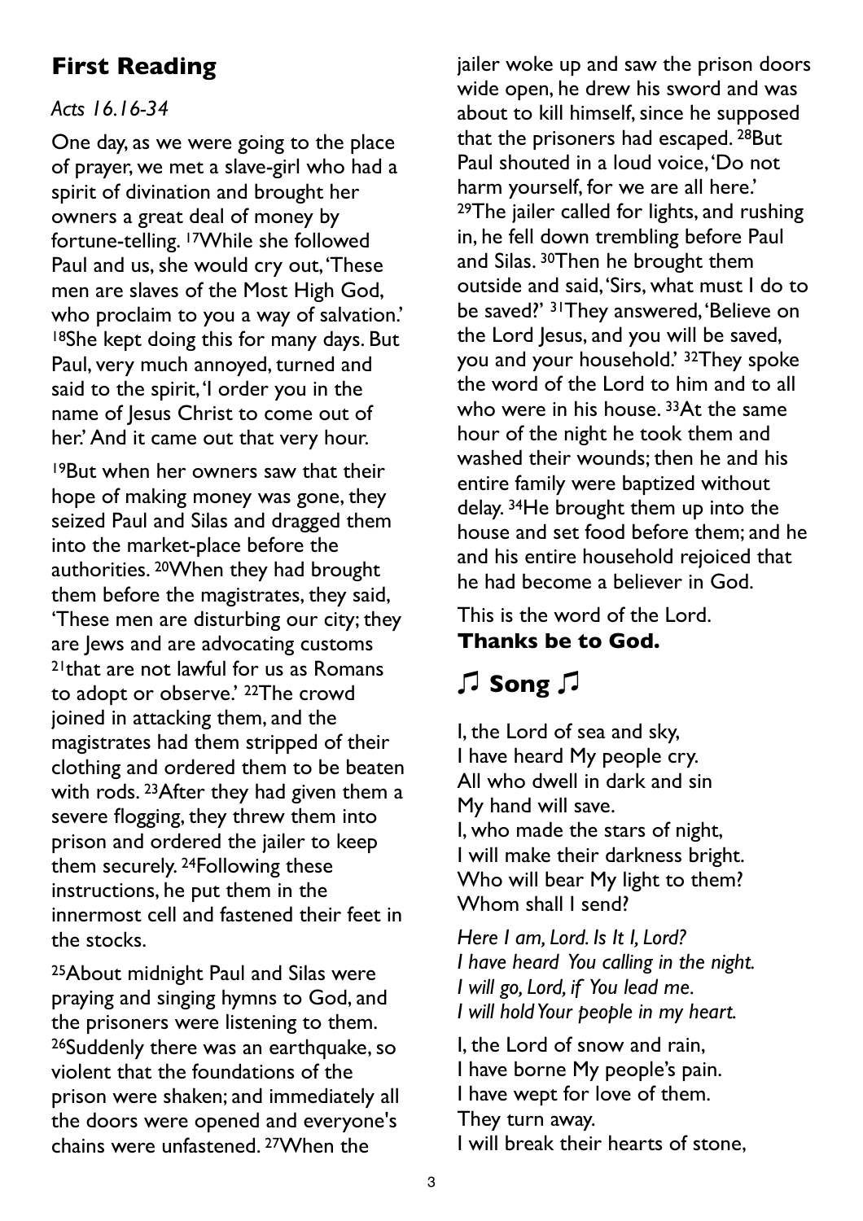## First Reading

*Acts 16.16-34*

One day, as we were going to the place of prayer, we met a slave-girl who had a spirit of divination and brought her owners a great deal of money by fortune-telling. [17]While she followed Paul and us, she would cry out, 'These men are slaves of the Most High God, who proclaim to you a way of salvation.' [18]She kept doing this for many days. But Paul, very much annoyed, turned and said to the spirit, 'I order you in the name of Jesus Christ to come out of her.' And it came out that very hour.

[19]But when her owners saw that their hope of making money was gone, they seized Paul and Silas and dragged them into the market-place before the authorities. [20]When they had brought them before the magistrates, they said, 'These men are disturbing our city; they are Jews and are advocating customs [21]that are not lawful for us as Romans to adopt or observe.' [22]The crowd joined in attacking them, and the magistrates had them stripped of their clothing and ordered them to be beaten with rods. [23]After they had given them a severe flogging, they threw them into prison and ordered the jailer to keep them securely. [24]Following these instructions, he put them in the innermost cell and fastened their feet in the stocks.

[25]About midnight Paul and Silas were praying and singing hymns to God, and the prisoners were listening to them. [26]Suddenly there was an earthquake, so violent that the foundations of the prison were shaken; and immediately all the doors were opened and everyone's chains were unfastened. [27]When the jailer woke up and saw the prison doors wide open, he drew his sword and was about to kill himself, since he supposed that the prisoners had escaped. [28]But Paul shouted in a loud voice, 'Do not harm yourself, for we are all here.' [29]The jailer called for lights, and rushing in, he fell down trembling before Paul and Silas. [30]Then he brought them outside and said, 'Sirs, what must I do to be saved?' [31]They answered, 'Believe on the Lord Jesus, and you will be saved, you and your household.' [32]They spoke the word of the Lord to him and to all who were in his house. [33]At the same hour of the night he took them and washed their wounds; then he and his entire family were baptized without delay. [34]He brought them up into the house and set food before them; and he and his entire household rejoiced that he had become a believer in God.

This is the word of the Lord.
**Thanks be to God.**

## ♫ Song ♫

I, the Lord of sea and sky,
I have heard My people cry.
All who dwell in dark and sin
My hand will save.
I, who made the stars of night,
I will make their darkness bright.
Who will bear My light to them?
Whom shall I send?

*Here I am, Lord. Is It I, Lord?*
*I have heard You calling in the night.*
*I will go, Lord, if You lead me.*
*I will hold Your people in my heart.*

I, the Lord of snow and rain,
I have borne My people's pain.
I have wept for love of them.
They turn away.
I will break their hearts of stone,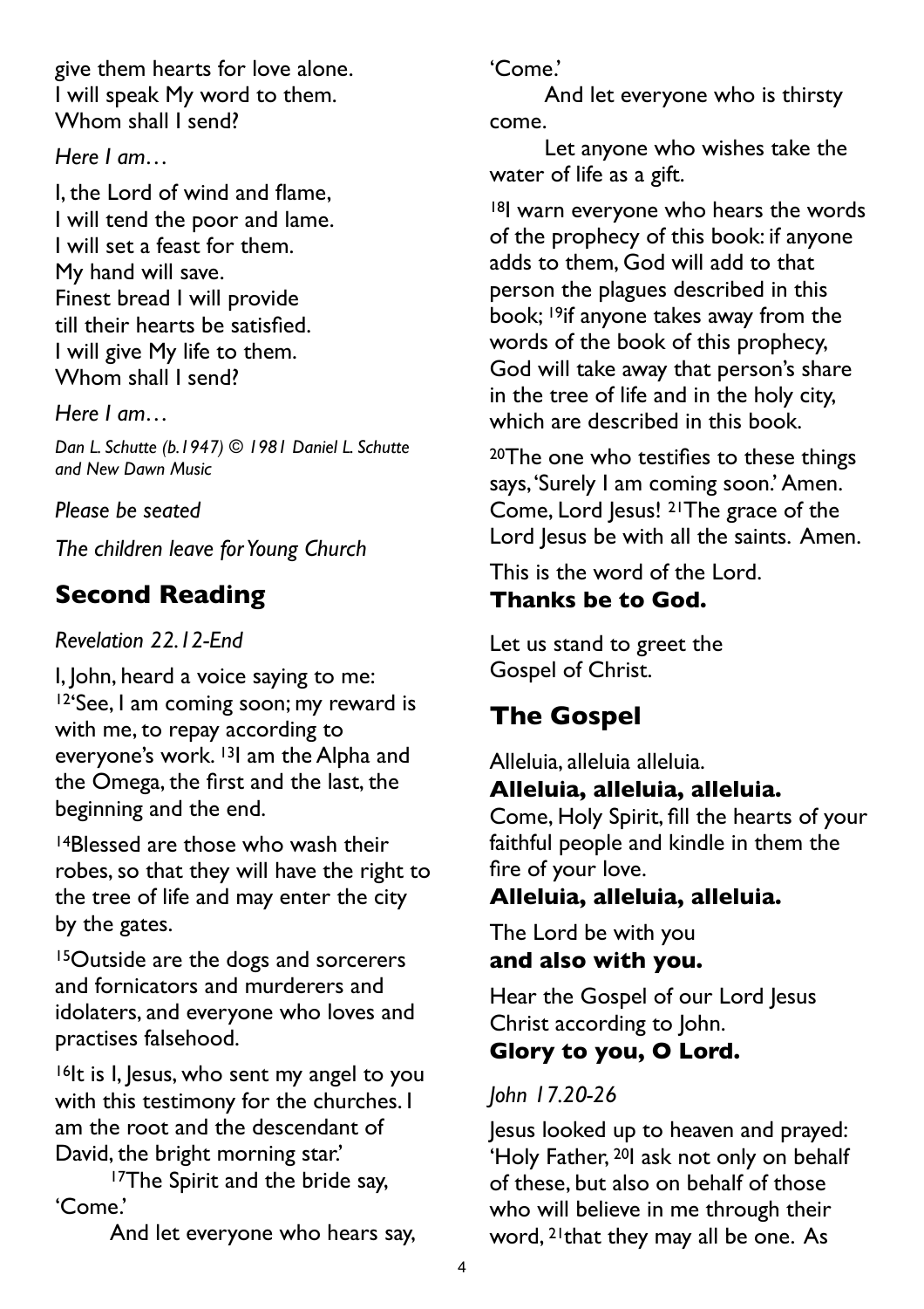give them hearts for love alone.
I will speak My word to them.
Whom shall I send?

*Here I am…*

I, the Lord of wind and flame,
I will tend the poor and lame.
I will set a feast for them.
My hand will save.
Finest bread I will provide
till their hearts be satisfied.
I will give My life to them.
Whom shall I send?

*Here I am…*

*Dan L. Schutte (b.1947) © 1981 Daniel L. Schutte and New Dawn Music*

*Please be seated*

*The children leave for Young Church*

## Second Reading

*Revelation 22.12-End*

I, John, heard a voice saying to me: [12]'See, I am coming soon; my reward is with me, to repay according to everyone's work. [13]I am the Alpha and the Omega, the first and the last, the beginning and the end.

[14]Blessed are those who wash their robes, so that they will have the right to the tree of life and may enter the city by the gates.

[15]Outside are the dogs and sorcerers and fornicators and murderers and idolaters, and everyone who loves and practises falsehood.

[16]It is I, Jesus, who sent my angel to you with this testimony for the churches. I am the root and the descendant of David, the bright morning star.'

[17]The Spirit and the bride say, 'Come.'

And let everyone who hears say, 'Come.'

And let everyone who is thirsty come.

Let anyone who wishes take the water of life as a gift.

[18]I warn everyone who hears the words of the prophecy of this book: if anyone adds to them, God will add to that person the plagues described in this book; [19]if anyone takes away from the words of the book of this prophecy, God will take away that person's share in the tree of life and in the holy city, which are described in this book.

[20]The one who testifies to these things says, 'Surely I am coming soon.' Amen. Come, Lord Jesus! [21]The grace of the Lord Jesus be with all the saints. Amen.

This is the word of the Lord.
**Thanks be to God.**

Let us stand to greet the Gospel of Christ.

## The Gospel

Alleluia, alleluia alleluia.
**Alleluia, alleluia, alleluia.**
Come, Holy Spirit, fill the hearts of your faithful people and kindle in them the fire of your love.
**Alleluia, alleluia, alleluia.**

The Lord be with you
**and also with you.**

Hear the Gospel of our Lord Jesus Christ according to John.
**Glory to you, O Lord.**

*John 17.20-26*

Jesus looked up to heaven and prayed: 'Holy Father, [20]I ask not only on behalf of these, but also on behalf of those who will believe in me through their word, [21]that they may all be one. As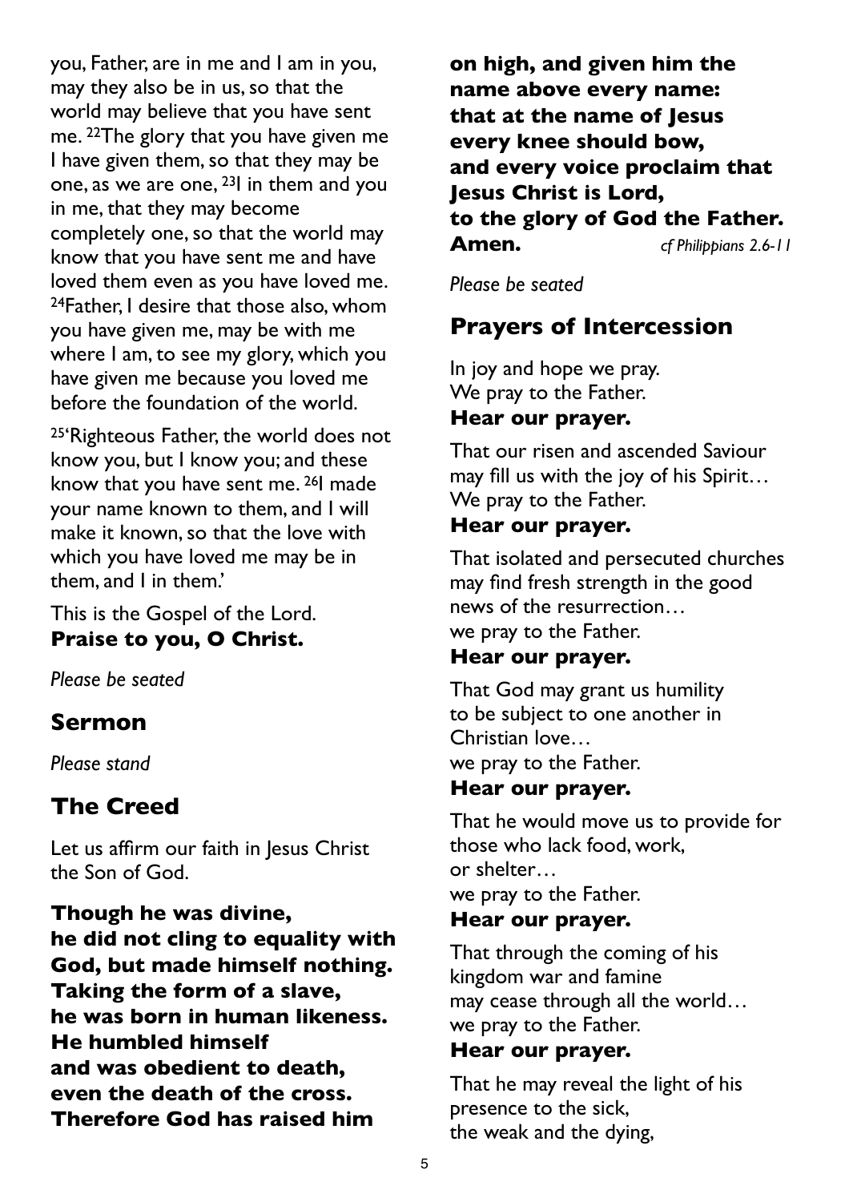you, Father, are in me and I am in you, may they also be in us, so that the world may believe that you have sent me. [22]The glory that you have given me I have given them, so that they may be one, as we are one, [23]I in them and you in me, that they may become completely one, so that the world may know that you have sent me and have loved them even as you have loved me. [24]Father, I desire that those also, whom you have given me, may be with me where I am, to see my glory, which you have given me because you loved me before the foundation of the world.

[25]'Righteous Father, the world does not know you, but I know you; and these know that you have sent me. [26]I made your name known to them, and I will make it known, so that the love with which you have loved me may be in them, and I in them.'

This is the Gospel of the Lord.
**Praise to you, O Christ.**

*Please be seated*

## Sermon

*Please stand*

## The Creed

Let us affirm our faith in Jesus Christ the Son of God.

**Though he was divine,**
**he did not cling to equality with God, but made himself nothing.**
**Taking the form of a slave,**
**he was born in human likeness.**
**He humbled himself**
**and was obedient to death,**
**even the death of the cross.**
**Therefore God has raised him on high, and given him the name above every name:**
**that at the name of Jesus**
**every knee should bow,**
**and every voice proclaim that Jesus Christ is Lord,**
**to the glory of God the Father.**
**Amen.** *cf Philippians 2.6-11*

*Please be seated*

## Prayers of Intercession

In joy and hope we pray.
We pray to the Father.
**Hear our prayer.**

That our risen and ascended Saviour may fill us with the joy of his Spirit…
We pray to the Father.
**Hear our prayer.**

That isolated and persecuted churches may find fresh strength in the good news of the resurrection…
we pray to the Father.
**Hear our prayer.**

That God may grant us humility to be subject to one another in Christian love…
we pray to the Father.
**Hear our prayer.**

That he would move us to provide for those who lack food, work, or shelter…
we pray to the Father.
**Hear our prayer.**

That through the coming of his kingdom war and famine may cease through all the world…
we pray to the Father.
**Hear our prayer.**

That he may reveal the light of his presence to the sick, the weak and the dying,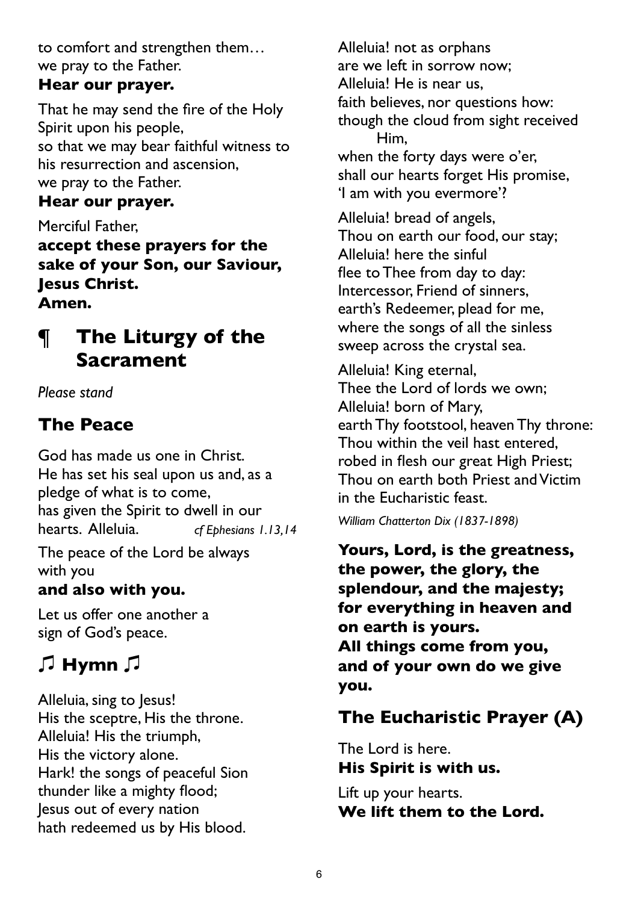to comfort and strengthen them…
we pray to the Father.
**Hear our prayer.**

That he may send the fire of the Holy Spirit upon his people,
so that we may bear faithful witness to his resurrection and ascension,
we pray to the Father.
**Hear our prayer.**

Merciful Father,
**accept these prayers for the sake of your Son, our Saviour, Jesus Christ.**
**Amen.**

# ¶ The Liturgy of the Sacrament

*Please stand*

## The Peace

God has made us one in Christ.
He has set his seal upon us and, as a pledge of what is to come,
has given the Spirit to dwell in our hearts. Alleluia. *cf Ephesians 1.13,14*

The peace of the Lord be always with you
**and also with you.**

Let us offer one another a sign of God's peace.

## ♫ Hymn ♫

Alleluia, sing to Jesus!
His the sceptre, His the throne.
Alleluia! His the triumph,
His the victory alone.
Hark! the songs of peaceful Sion
thunder like a mighty flood;
Jesus out of every nation
hath redeemed us by His blood.

Alleluia! not as orphans
are we left in sorrow now;
Alleluia! He is near us,
faith believes, nor questions how:
though the cloud from sight received Him,
when the forty days were o'er,
shall our hearts forget His promise,
'I am with you evermore'?

Alleluia! bread of angels,
Thou on earth our food, our stay;
Alleluia! here the sinful
flee to Thee from day to day:
Intercessor, Friend of sinners,
earth's Redeemer, plead for me,
where the songs of all the sinless
sweep across the crystal sea.

Alleluia! King eternal,
Thee the Lord of lords we own;
Alleluia! born of Mary,
earth Thy footstool, heaven Thy throne:
Thou within the veil hast entered,
robed in flesh our great High Priest;
Thou on earth both Priest and Victim
in the Eucharistic feast.

*William Chatterton Dix (1837-1898)*

**Yours, Lord, is the greatness, the power, the glory, the splendour, and the majesty; for everything in heaven and on earth is yours.**
**All things come from you, and of your own do we give you.**

## The Eucharistic Prayer (A)

The Lord is here.
**His Spirit is with us.**

Lift up your hearts.
**We lift them to the Lord.**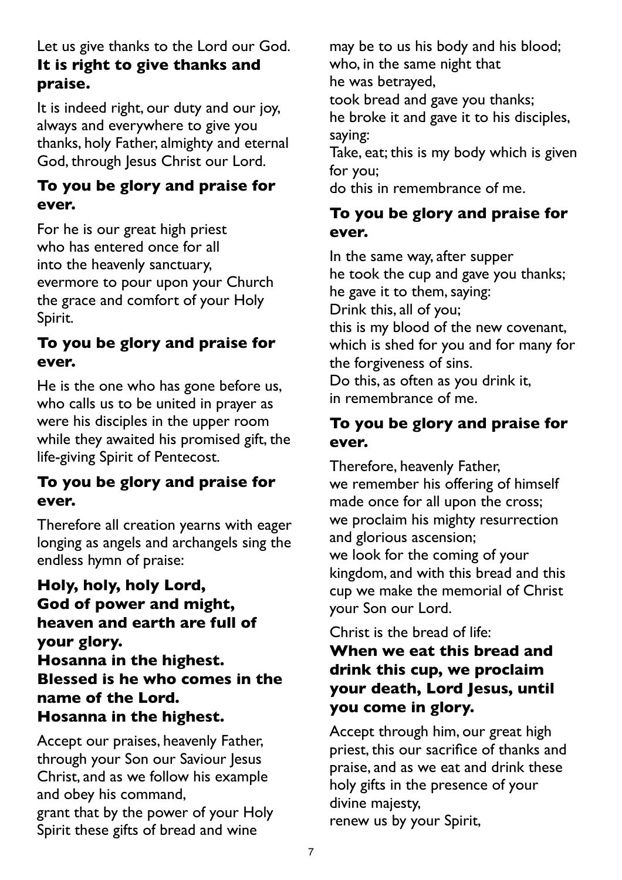Let us give thanks to the Lord our God.
**It is right to give thanks and praise.**

It is indeed right, our duty and our joy, always and everywhere to give you thanks, holy Father, almighty and eternal God, through Jesus Christ our Lord.

**To you be glory and praise for ever.**

For he is our great high priest
who has entered once for all
into the heavenly sanctuary,
evermore to pour upon your Church
the grace and comfort of your Holy Spirit.

**To you be glory and praise for ever.**

He is the one who has gone before us, who calls us to be united in prayer as were his disciples in the upper room while they awaited his promised gift, the life-giving Spirit of Pentecost.

**To you be glory and praise for ever.**

Therefore all creation yearns with eager longing as angels and archangels sing the endless hymn of praise:

**Holy, holy, holy Lord,**
**God of power and might,**
**heaven and earth are full of your glory.**
**Hosanna in the highest.**
**Blessed is he who comes in the name of the Lord.**
**Hosanna in the highest.**

Accept our praises, heavenly Father, through your Son our Saviour Jesus Christ, and as we follow his example and obey his command,
grant that by the power of your Holy Spirit these gifts of bread and wine
may be to us his body and his blood;
who, in the same night that
he was betrayed,
took bread and gave you thanks;
he broke it and gave it to his disciples, saying:
Take, eat; this is my body which is given for you;
do this in remembrance of me.

**To you be glory and praise for ever.**

In the same way, after supper
he took the cup and gave you thanks;
he gave it to them, saying:
Drink this, all of you;
this is my blood of the new covenant, which is shed for you and for many for the forgiveness of sins.
Do this, as often as you drink it,
in remembrance of me.

**To you be glory and praise for ever.**

Therefore, heavenly Father,
we remember his offering of himself
made once for all upon the cross;
we proclaim his mighty resurrection
and glorious ascension;
we look for the coming of your kingdom, and with this bread and this cup we make the memorial of Christ your Son our Lord.

Christ is the bread of life:
**When we eat this bread and drink this cup, we proclaim your death, Lord Jesus, until you come in glory.**

Accept through him, our great high priest, this our sacrifice of thanks and praise, and as we eat and drink these holy gifts in the presence of your divine majesty,
renew us by your Spirit,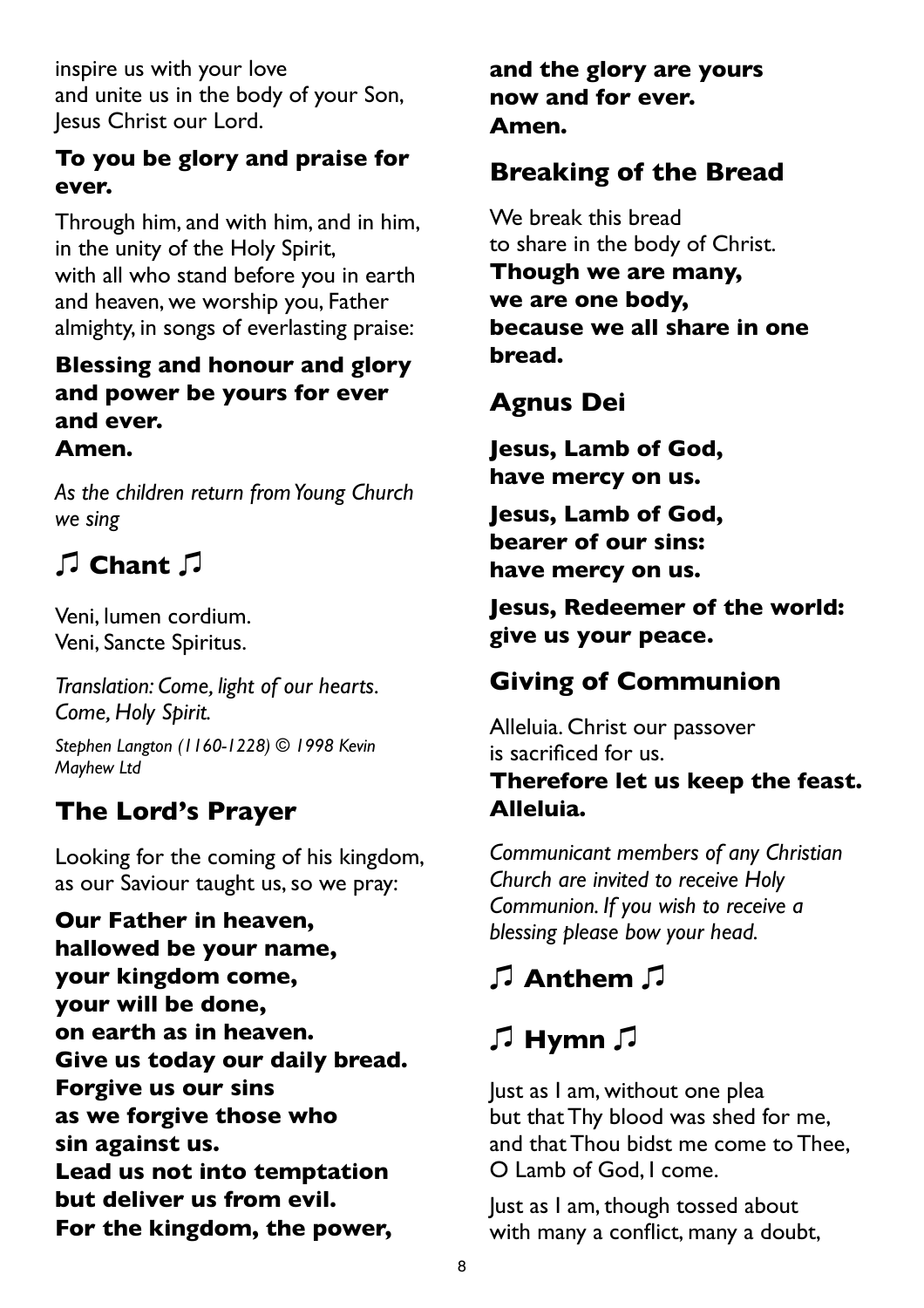inspire us with your love
and unite us in the body of your Son,
Jesus Christ our Lord.

**To you be glory and praise for ever.**

Through him, and with him, and in him,
in the unity of the Holy Spirit,
with all who stand before you in earth and heaven, we worship you, Father almighty, in songs of everlasting praise:

**Blessing and honour and glory and power be yours for ever and ever.**
**Amen.**

*As the children return from Young Church we sing*

## ♫ Chant ♫

Veni, lumen cordium.
Veni, Sancte Spiritus.

*Translation: Come, light of our hearts. Come, Holy Spirit.*

*Stephen Langton (1160-1228) © 1998 Kevin Mayhew Ltd*

## The Lord's Prayer

Looking for the coming of his kingdom, as our Saviour taught us, so we pray:

**Our Father in heaven,**
**hallowed be your name,**
**your kingdom come,**
**your will be done,**
**on earth as in heaven.**
**Give us today our daily bread.**
**Forgive us our sins**
**as we forgive those who**
**sin against us.**
**Lead us not into temptation**
**but deliver us from evil.**
**For the kingdom, the power,**
**and the glory are yours**
**now and for ever.**
**Amen.**

## Breaking of the Bread

We break this bread
to share in the body of Christ.
**Though we are many,**
**we are one body,**
**because we all share in one bread.**

## Agnus Dei

**Jesus, Lamb of God,**
**have mercy on us.**

**Jesus, Lamb of God,**
**bearer of our sins:**
**have mercy on us.**

**Jesus, Redeemer of the world:**
**give us your peace.**

## Giving of Communion

Alleluia. Christ our passover
is sacrificed for us.
**Therefore let us keep the feast.**
**Alleluia.**

*Communicant members of any Christian Church are invited to receive Holy Communion. If you wish to receive a blessing please bow your head.*

## ♫ Anthem ♫

## ♫ Hymn ♫

Just as I am, without one plea
but that Thy blood was shed for me,
and that Thou bidst me come to Thee,
O Lamb of God, I come.

Just as I am, though tossed about
with many a conflict, many a doubt,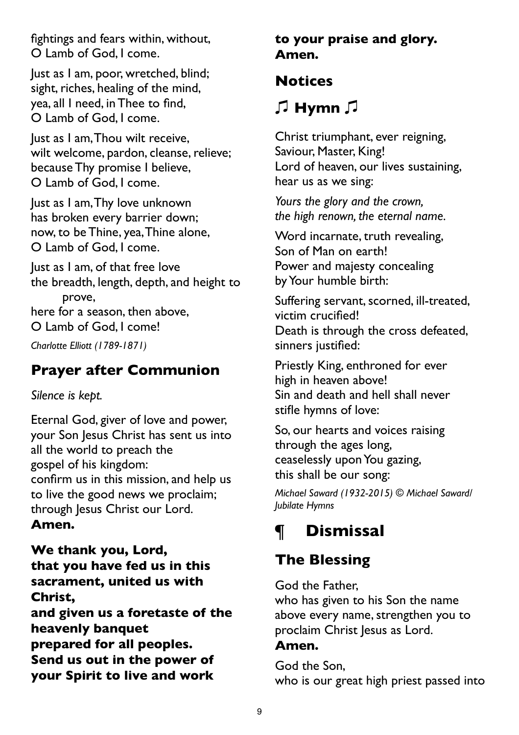fightings and fears within, without,
O Lamb of God, I come.

Just as I am, poor, wretched, blind;
sight, riches, healing of the mind,
yea, all I need, in Thee to find,
O Lamb of God, I come.

Just as I am, Thou wilt receive,
wilt welcome, pardon, cleanse, relieve;
because Thy promise I believe,
O Lamb of God, I come.

Just as I am, Thy love unknown
has broken every barrier down;
now, to be Thine, yea, Thine alone,
O Lamb of God, I come.

Just as I am, of that free love
the breadth, length, depth, and height to prove,
here for a season, then above,
O Lamb of God, I come!

*Charlotte Elliott (1789-1871)*

## Prayer after Communion

*Silence is kept.*

Eternal God, giver of love and power,
your Son Jesus Christ has sent us into all the world to preach the gospel of his kingdom:
confirm us in this mission, and help us to live the good news we proclaim;
through Jesus Christ our Lord.
**Amen.**

**We thank you, Lord,**
**that you have fed us in this sacrament, united us with Christ,**
**and given us a foretaste of the heavenly banquet**
**prepared for all peoples.**
**Send us out in the power of your Spirit to live and work**
**to your praise and glory.**
**Amen.**

## Notices

## ♫ Hymn ♫

Christ triumphant, ever reigning,
Saviour, Master, King!
Lord of heaven, our lives sustaining,
hear us as we sing:

*Yours the glory and the crown,*
*the high renown, the eternal name.*

Word incarnate, truth revealing,
Son of Man on earth!
Power and majesty concealing
by Your humble birth:

Suffering servant, scorned, ill-treated,
victim crucified!
Death is through the cross defeated,
sinners justified:

Priestly King, enthroned for ever
high in heaven above!
Sin and death and hell shall never
stifle hymns of love:

So, our hearts and voices raising
through the ages long,
ceaselessly upon You gazing,
this shall be our song:

*Michael Saward (1932-2015) © Michael Saward/ Jubilate Hymns*

# ¶ Dismissal

## The Blessing

God the Father,
who has given to his Son the name above every name, strengthen you to proclaim Christ Jesus as Lord.
**Amen.**

God the Son,
who is our great high priest passed into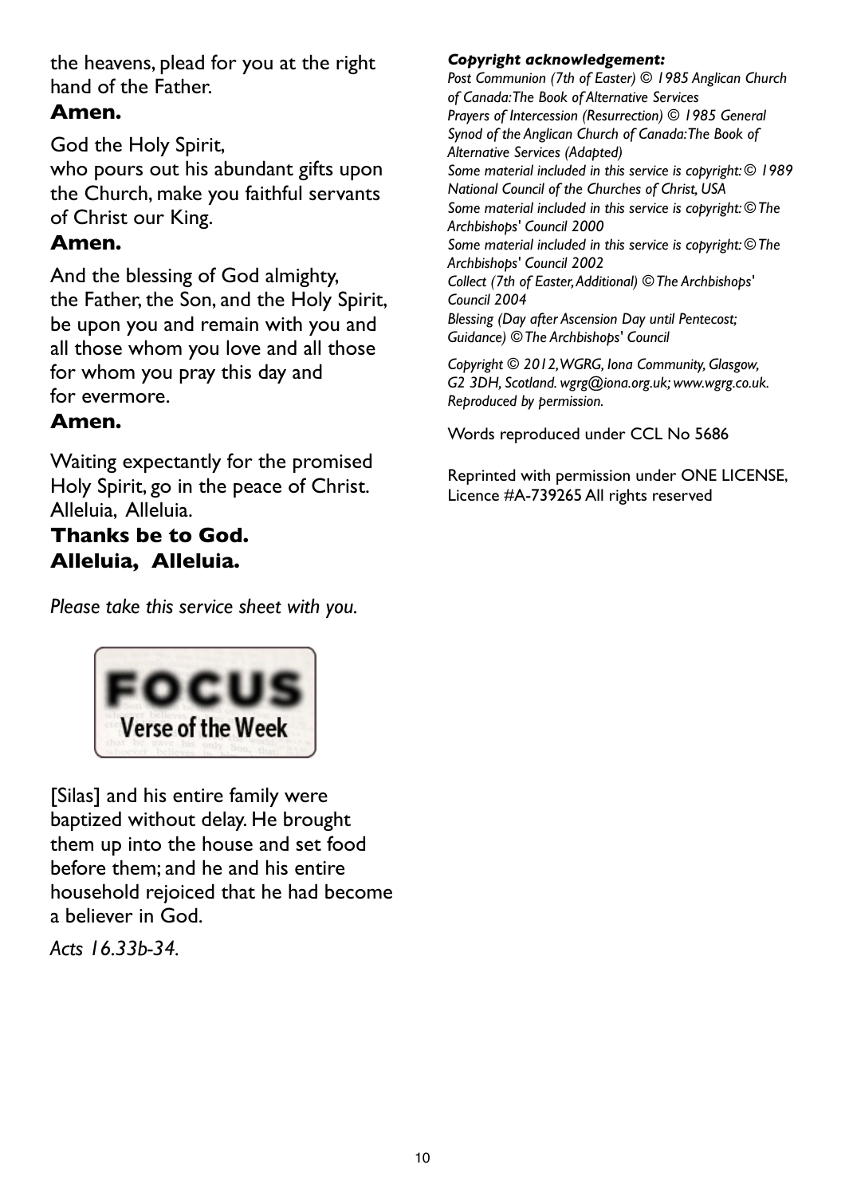the heavens, plead for you at the right hand of the Father.

**Amen.**

God the Holy Spirit,
who pours out his abundant gifts upon the Church, make you faithful servants of Christ our King.

**Amen.**

And the blessing of God almighty,
the Father, the Son, and the Holy Spirit, be upon you and remain with you and all those whom you love and all those for whom you pray this day and for evermore.

**Amen.**

Waiting expectantly for the promised Holy Spirit, go in the peace of Christ. Alleluia, Alleluia.

**Thanks be to God.**
**Alleluia, Alleluia.**

*Please take this service sheet with you.*

FOCUS
Verse of the Week

[Silas] and his entire family were baptized without delay. He brought them up into the house and set food before them; and he and his entire household rejoiced that he had become a believer in God.

*Acts 16.33b-34.*

***Copyright acknowledgement:***
*Post Communion (7th of Easter) © 1985 Anglican Church of Canada: The Book of Alternative Services*
*Prayers of Intercession (Resurrection) © 1985 General Synod of the Anglican Church of Canada: The Book of Alternative Services (Adapted)*
*Some material included in this service is copyright: © 1989 National Council of the Churches of Christ, USA*
*Some material included in this service is copyright: © The Archbishops' Council 2000*
*Some material included in this service is copyright: © The Archbishops' Council 2002*
*Collect (7th of Easter, Additional) © The Archbishops' Council 2004*
*Blessing (Day after Ascension Day until Pentecost; Guidance) © The Archbishops' Council*

*Copyright © 2012, WGRG, Iona Community, Glasgow, G2 3DH, Scotland. wgrg@iona.org.uk; www.wgrg.co.uk. Reproduced by permission.*

Words reproduced under CCL No 5686

Reprinted with permission under ONE LICENSE, Licence #A-739265 All rights reserved